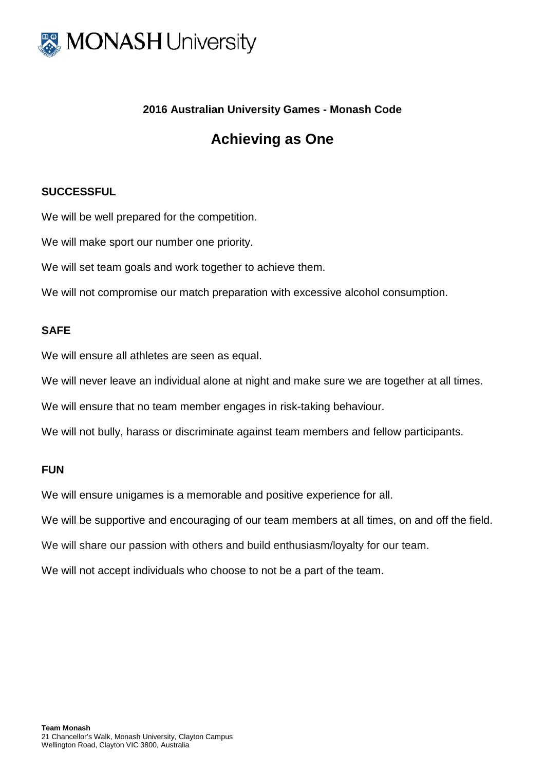MONASH University

## 2016 Australian University Games - Monash Code

# Achieving as One

### SUCCESSFUL

We will be well prepared for the competition.

We will make sport our number one priority.

We will set team goals and work together to achieve them.

We will not compromise our match preparation with excessive alcohol consumption.

### SAFE

We will ensure all athletes are seen as equal.

We will never leave an individual alone at night and make sure we are together at all times.

We will ensure that no team member engages in risk-taking behaviour.

We will not bully, harass or discriminate against team members and fellow participants.

### FUN

We will ensure unigames is a memorable and positive experience for all.

We will be supportive and encouraging of our team members at all times, on and off the field.

We will share our passion with others and build enthusiasm/loyalty for our team.

We will not accept individuals who choose to not be a part of the team.

**Team Monash**
21 Chancellor's Walk, Monash University, Clayton Campus
Wellington Road, Clayton VIC 3800, Australia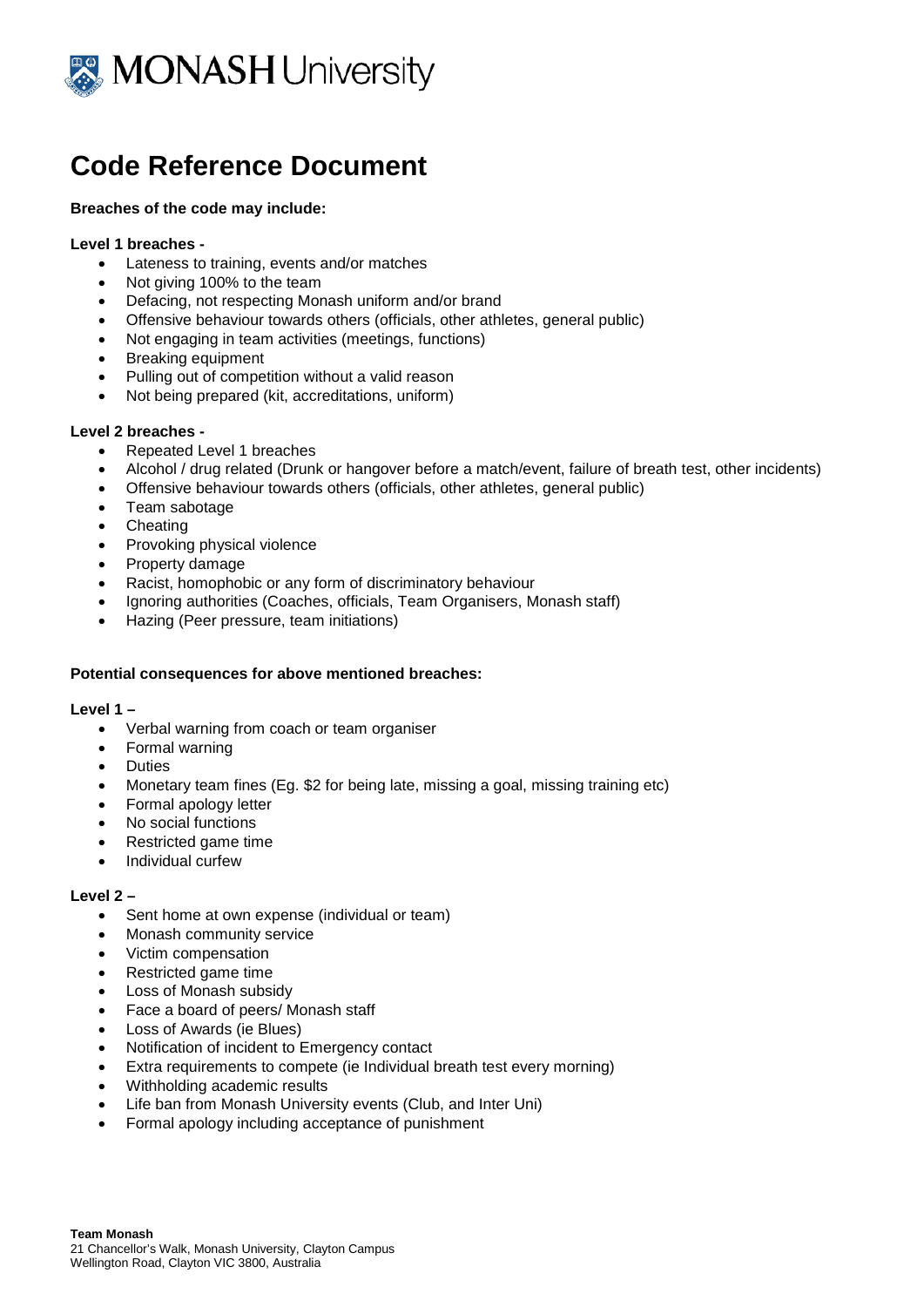# Code Reference Document

**Breaches of the code may include:**

**Level 1 breaches -**

- Lateness to training, events and/or matches
- Not giving 100% to the team
- Defacing, not respecting Monash uniform and/or brand
- Offensive behaviour towards others (officials, other athletes, general public)
- Not engaging in team activities (meetings, functions)
- Breaking equipment
- Pulling out of competition without a valid reason
- Not being prepared (kit, accreditations, uniform)

**Level 2 breaches -**

- Repeated Level 1 breaches
- Alcohol / drug related (Drunk or hangover before a match/event, failure of breath test, other incidents)
- Offensive behaviour towards others (officials, other athletes, general public)
- Team sabotage
- Cheating
- Provoking physical violence
- Property damage
- Racist, homophobic or any form of discriminatory behaviour
- Ignoring authorities (Coaches, officials, Team Organisers, Monash staff)
- Hazing (Peer pressure, team initiations)

**Potential consequences for above mentioned breaches:**

**Level 1 –**

- Verbal warning from coach or team organiser
- Formal warning
- Duties
- Monetary team fines (Eg. $2 for being late, missing a goal, missing training etc)
- Formal apology letter
- No social functions
- Restricted game time
- Individual curfew

**Level 2 –**

- Sent home at own expense (individual or team)
- Monash community service
- Victim compensation
- Restricted game time
- Loss of Monash subsidy
- Face a board of peers/ Monash staff
- Loss of Awards (ie Blues)
- Notification of incident to Emergency contact
- Extra requirements to compete (ie Individual breath test every morning)
- Withholding academic results
- Life ban from Monash University events (Club, and Inter Uni)
- Formal apology including acceptance of punishment